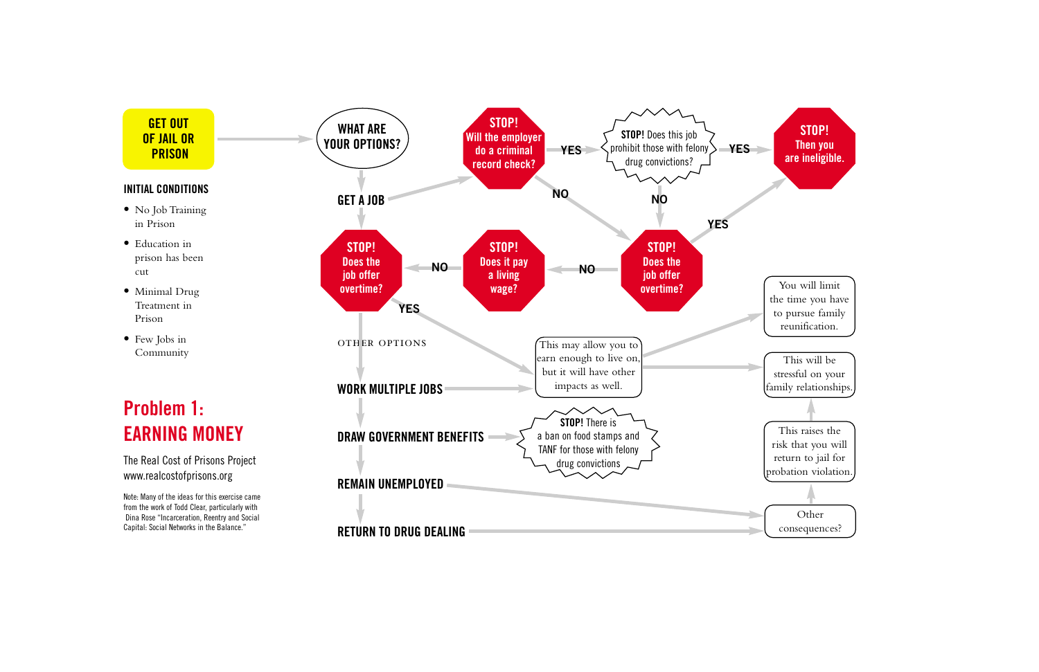# GET OUT OF JAIL OR PRISON

### INITIAL CONDITIONS

- No Job Training in Prison
- Education in prison has been cut
- Minimal Drug Treatment in Prison
- Few Jobs in Community

## Problem 1: EARNING MONEY

The Real Cost of Prisons Project
www.realcostofprisons.org

Note: Many of the ideas for this exercise came from the work of Todd Clear, particularly with Dina Rose "Incarceration, Reentry and Social Capital: Social Networks in the Balance."

---

**WHAT ARE YOUR OPTIONS?**

**GET A JOB**

- **STOP!** Will the employer do a criminal record check?
  - **YES** → **STOP!** Does this job prohibit those with felony drug convictions?
    - **YES** → **STOP!** Then you are ineligible.
    - **NO** → **STOP!** Does the job offer overtime?
  - **NO** → **STOP!** Does the job offer overtime?
- **STOP!** Does the job offer overtime? (right)
  - **YES** → **STOP!** Then you are ineligible.
  - **NO** → **STOP!** Does it pay a living wage?
    - **NO** → **STOP!** Does the job offer overtime? (left)
      - **YES** → This may allow you to earn enough to live on, but it will have other impacts as well.

**OTHER OPTIONS**

- **WORK MULTIPLE JOBS** → This may allow you to earn enough to live on, but it will have other impacts as well.
  - → You will limit the time you have to pursue family reunification.
  - → This will be stressful on your family relationships.
- **DRAW GOVERNMENT BENEFITS** → **STOP!** There is a ban on food stamps and TANF for those with felony drug convictions
- **REMAIN UNEMPLOYED** → Other consequences?
- **RETURN TO DRUG DEALING** → Other consequences?

Other consequences? → This raises the risk that you will return to jail for probation violation. → This will be stressful on your family relationships.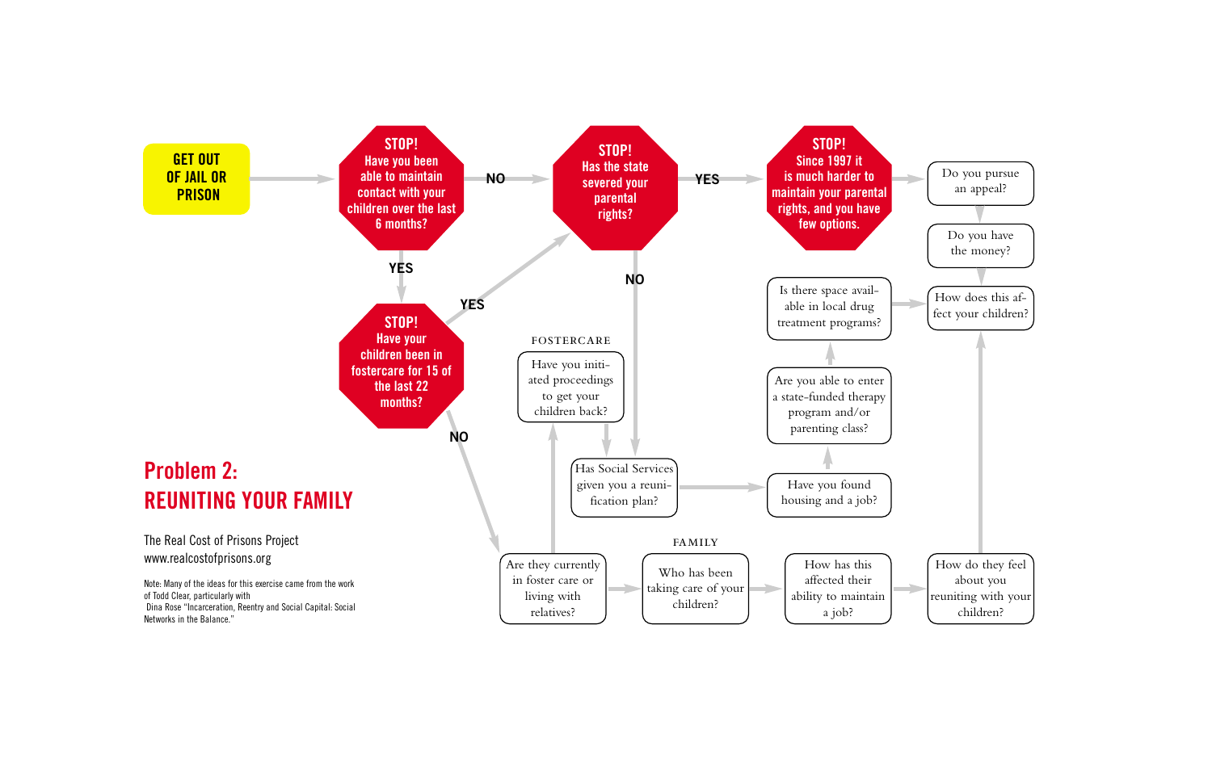## Problem 2: REUNITING YOUR FAMILY

The Real Cost of Prisons Project
www.realcostofprisons.org

Note: Many of the ideas for this exercise came from the work of Todd Clear, particularly with Dina Rose "Incarceration, Reentry and Social Capital: Social Networks in the Balance."

**GET OUT OF JAIL OR PRISON**

**STOP! Have you been able to maintain contact with your children over the last 6 months?**

- NO → **STOP! Has the state severed your parental rights?**
- YES → **STOP! Have your children been in fostercare for 15 of the last 22 months?**
  - YES → **STOP! Has the state severed your parental rights?**
  - NO → Are they currently in foster care or living with relatives?

**STOP! Has the state severed your parental rights?**

- YES → **STOP! Since 1997 it is much harder to maintain your parental rights, and you have few options.** → Do you pursue an appeal? → Do you have the money? → How does this affect your children?
- NO → Has Social Services given you a reunification plan?

FOSTERCARE

Are they currently in foster care or living with relatives? → Have you initiated proceedings to get your children back? → Has Social Services given you a reunification plan? → Have you found housing and a job? → Are you able to enter a state-funded therapy program and/or parenting class? → Is there space available in local drug treatment programs? → How does this affect your children?

FAMILY

Are they currently in foster care or living with relatives? → Who has been taking care of your children? → How has this affected their ability to maintain a job? → How do they feel about you reuniting with your children? → How does this affect your children?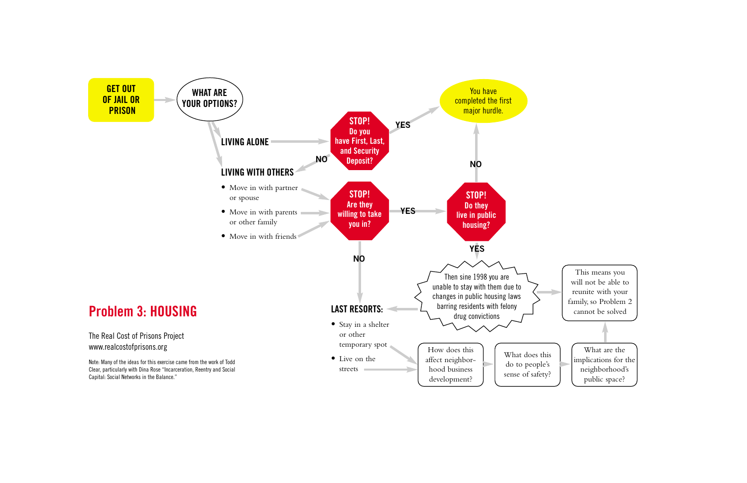GET OUT OF JAIL OR PRISON

WHAT ARE YOUR OPTIONS?

LIVING ALONE

STOP! Do you have First, Last, and Security Deposit?

YES

You have completed the first major hurdle.

NO

LIVING WITH OTHERS

- Move in with partner or spouse
- Move in with parents or other family
- Move in with friends

STOP! Are they willing to take you in?

YES

STOP! Do they live in public housing?

NO

YES

Then sine 1998 you are unable to stay with them due to changes in public housing laws barring residents with felony drug convictions

This means you will not be able to reunite with your family, so Problem 2 cannot be solved

NO

LAST RESORTS:

- Stay in a shelter or other temporary spot
- Live on the streets

How does this affect neighborhood business development?

What does this do to people's sense of safety?

What are the implications for the neighborhood's public space?

## Problem 3: HOUSING

The Real Cost of Prisons Project
www.realcostofprisons.org

Note: Many of the ideas for this exercise came from the work of Todd Clear, particularly with Dina Rose "Incarceration, Reentry and Social Capital: Social Networks in the Balance."